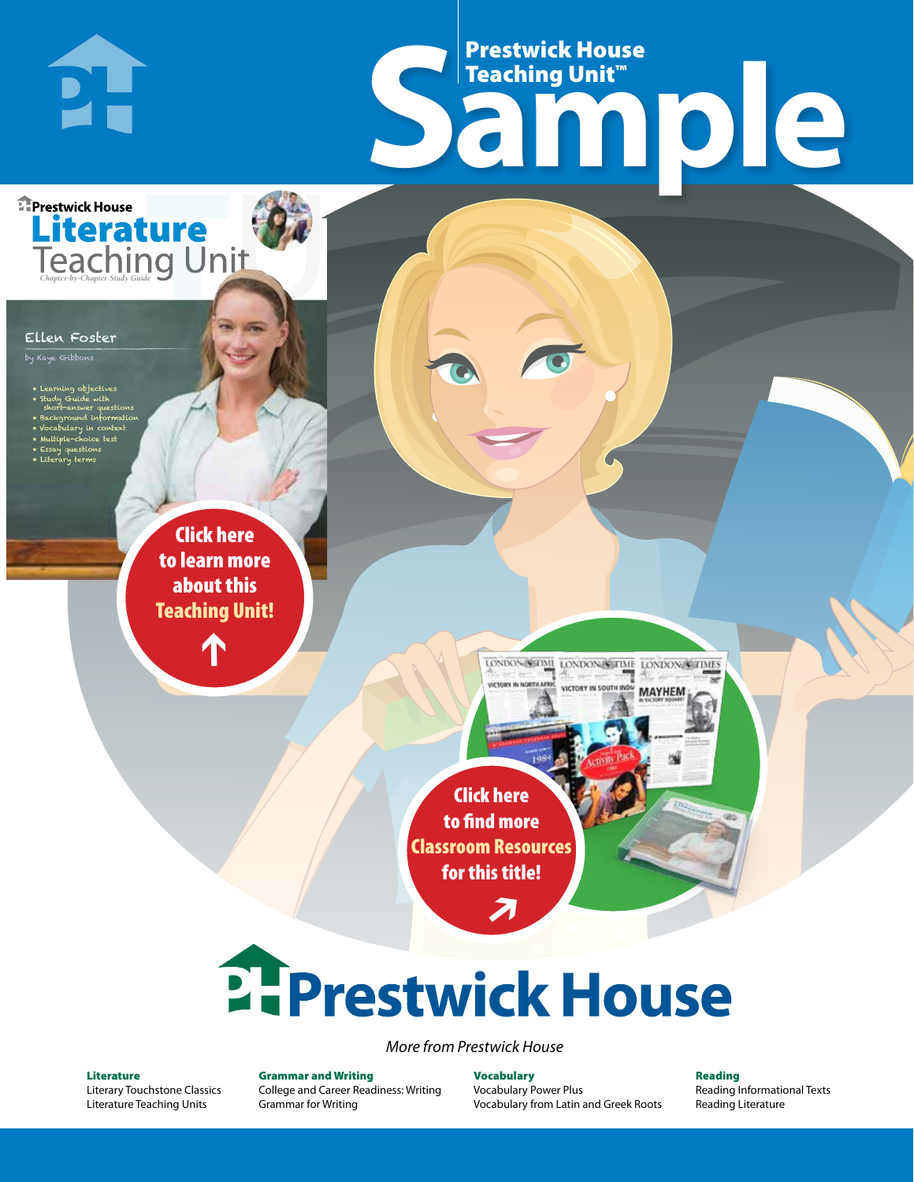Prestwick House Teaching Unit™

# Sample

Prestwick House

## Literature Teaching Unit

*Chapter-by-Chapter Study Guide*

Ellen Foster

by Kaye Gibbons

- Learning objectives
- Study Guide with short-answer questions
- Background information
- Vocabulary in context
- Multiple-choice test
- Essay questions
- Literary terms

Click here to learn more about this **Teaching Unit!**

Click here to find more **Classroom Resources** for this title!

# Prestwick House

*More from Prestwick House*

**Literature**
Literary Touchstone Classics
Literature Teaching Units

**Grammar and Writing**
College and Career Readiness: Writing
Grammar for Writing

**Vocabulary**
Vocabulary Power Plus
Vocabulary from Latin and Greek Roots

**Reading**
Reading Informational Texts
Reading Literature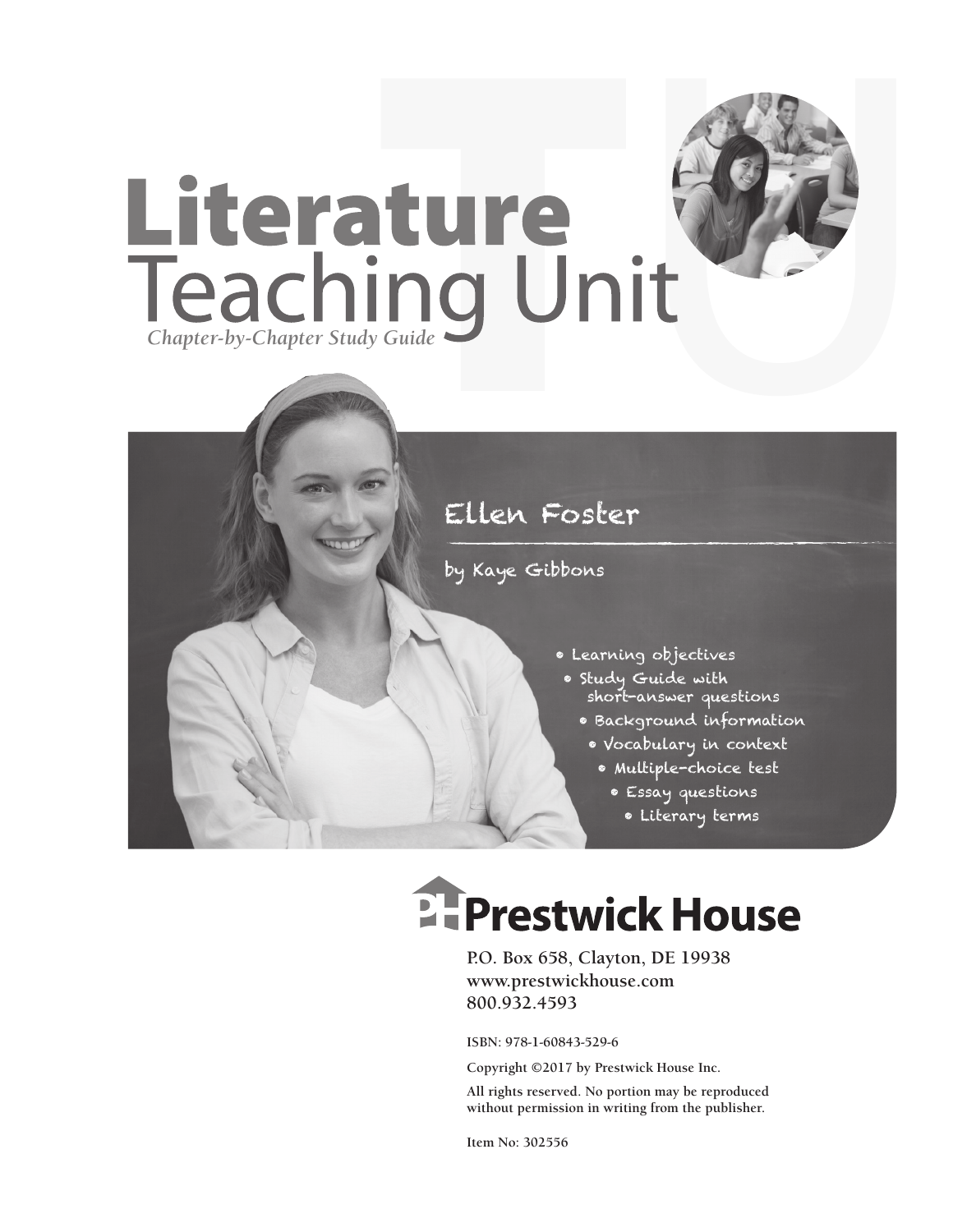# Literature Teaching Unit

*Chapter-by-Chapter Study Guide*

## Ellen Foster

by Kaye Gibbons

- Learning objectives
- Study Guide with short-answer questions
- Background information
- Vocabulary in context
- Multiple-choice test
- Essay questions
- Literary terms

**Prestwick House**

P.O. Box 658, Clayton, DE 19938
www.prestwickhouse.com
800.932.4593

ISBN: 978-1-60843-529-6

Copyright ©2017 by Prestwick House Inc.

All rights reserved. No portion may be reproduced without permission in writing from the publisher.

Item No: 302556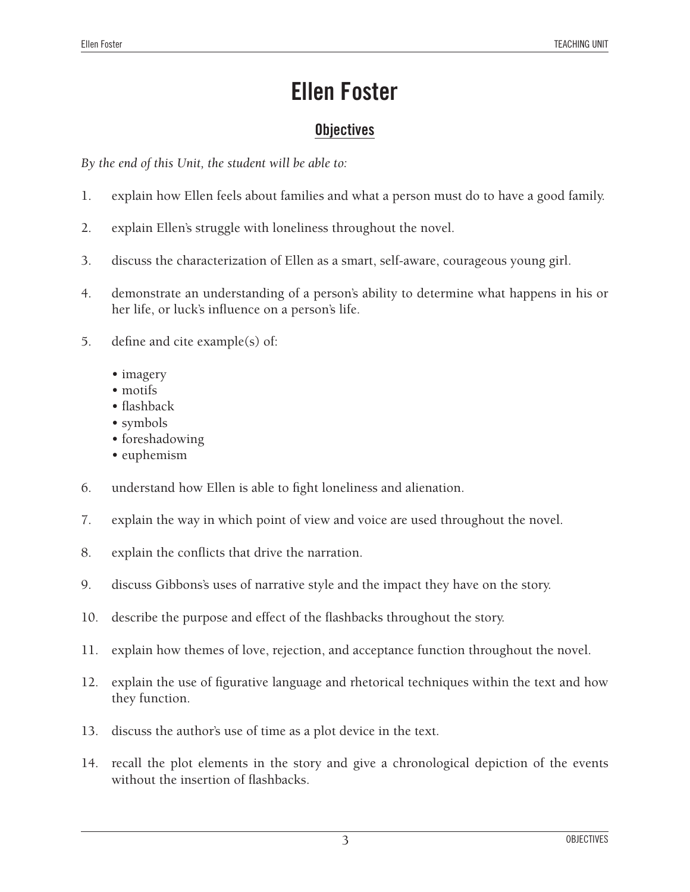# Ellen Foster

## Objectives

*By the end of this Unit, the student will be able to:*

1. explain how Ellen feels about families and what a person must do to have a good family.
2. explain Ellen's struggle with loneliness throughout the novel.
3. discuss the characterization of Ellen as a smart, self-aware, courageous young girl.
4. demonstrate an understanding of a person's ability to determine what happens in his or her life, or luck's influence on a person's life.
5. define and cite example(s) of:
   - imagery
   - motifs
   - flashback
   - symbols
   - foreshadowing
   - euphemism
6. understand how Ellen is able to fight loneliness and alienation.
7. explain the way in which point of view and voice are used throughout the novel.
8. explain the conflicts that drive the narration.
9. discuss Gibbons's uses of narrative style and the impact they have on the story.
10. describe the purpose and effect of the flashbacks throughout the story.
11. explain how themes of love, rejection, and acceptance function throughout the novel.
12. explain the use of figurative language and rhetorical techniques within the text and how they function.
13. discuss the author's use of time as a plot device in the text.
14. recall the plot elements in the story and give a chronological depiction of the events without the insertion of flashbacks.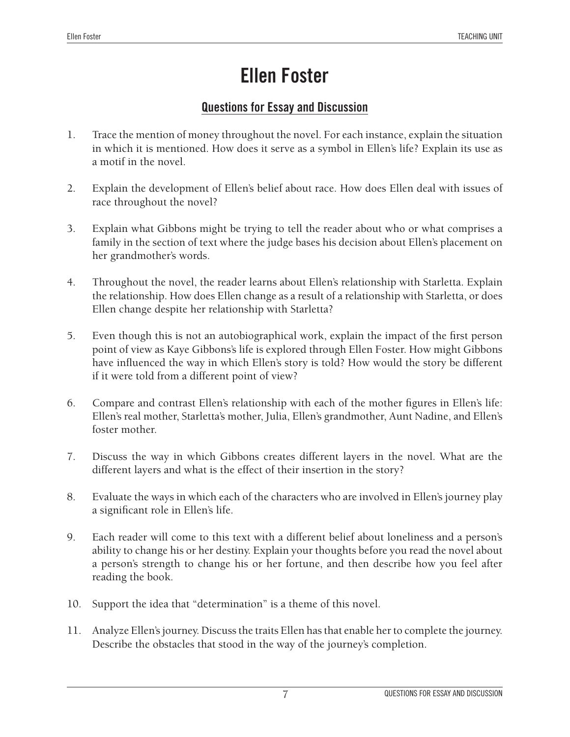# Ellen Foster

## Questions for Essay and Discussion

1. Trace the mention of money throughout the novel. For each instance, explain the situation in which it is mentioned. How does it serve as a symbol in Ellen's life? Explain its use as a motif in the novel.

2. Explain the development of Ellen's belief about race. How does Ellen deal with issues of race throughout the novel?

3. Explain what Gibbons might be trying to tell the reader about who or what comprises a family in the section of text where the judge bases his decision about Ellen's placement on her grandmother's words.

4. Throughout the novel, the reader learns about Ellen's relationship with Starletta. Explain the relationship. How does Ellen change as a result of a relationship with Starletta, or does Ellen change despite her relationship with Starletta?

5. Even though this is not an autobiographical work, explain the impact of the first person point of view as Kaye Gibbons's life is explored through Ellen Foster. How might Gibbons have influenced the way in which Ellen's story is told? How would the story be different if it were told from a different point of view?

6. Compare and contrast Ellen's relationship with each of the mother figures in Ellen's life: Ellen's real mother, Starletta's mother, Julia, Ellen's grandmother, Aunt Nadine, and Ellen's foster mother.

7. Discuss the way in which Gibbons creates different layers in the novel. What are the different layers and what is the effect of their insertion in the story?

8. Evaluate the ways in which each of the characters who are involved in Ellen's journey play a significant role in Ellen's life.

9. Each reader will come to this text with a different belief about loneliness and a person's ability to change his or her destiny. Explain your thoughts before you read the novel about a person's strength to change his or her fortune, and then describe how you feel after reading the book.

10. Support the idea that "determination" is a theme of this novel.

11. Analyze Ellen's journey. Discuss the traits Ellen has that enable her to complete the journey. Describe the obstacles that stood in the way of the journey's completion.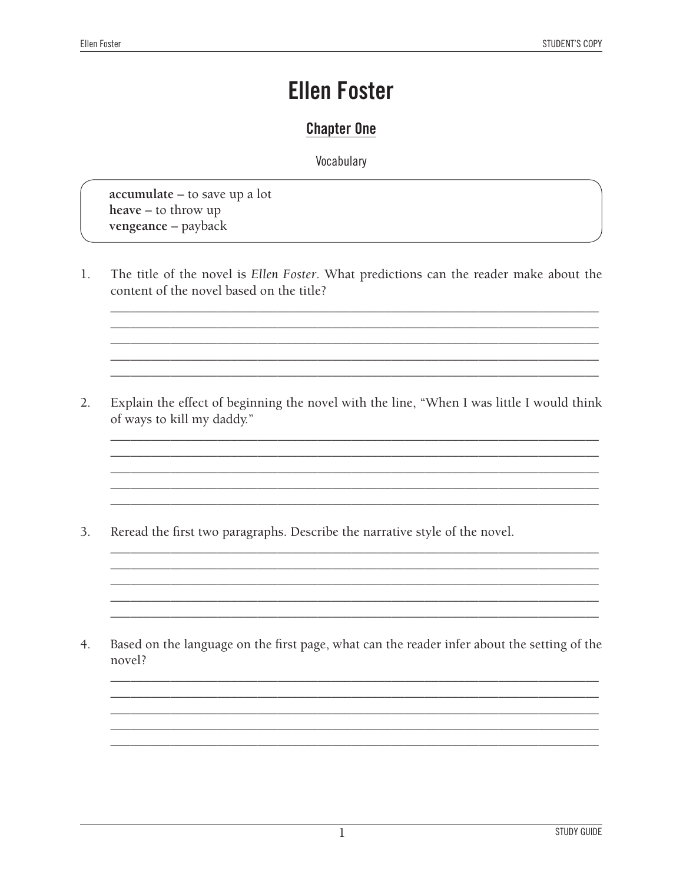# Ellen Foster

## Chapter One

Vocabulary

**accumulate** – to save up a lot
**heave** – to throw up
**vengeance** – payback

1. The title of the novel is *Ellen Foster*. What predictions can the reader make about the content of the novel based on the title?

_______________________________________________________________________________
_______________________________________________________________________________
_______________________________________________________________________________
_______________________________________________________________________________
_______________________________________________________________________________

2. Explain the effect of beginning the novel with the line, "When I was little I would think of ways to kill my daddy."

_______________________________________________________________________________
_______________________________________________________________________________
_______________________________________________________________________________
_______________________________________________________________________________
_______________________________________________________________________________

3. Reread the first two paragraphs. Describe the narrative style of the novel.

_______________________________________________________________________________
_______________________________________________________________________________
_______________________________________________________________________________
_______________________________________________________________________________
_______________________________________________________________________________

4. Based on the language on the first page, what can the reader infer about the setting of the novel?

_______________________________________________________________________________
_______________________________________________________________________________
_______________________________________________________________________________
_______________________________________________________________________________
_______________________________________________________________________________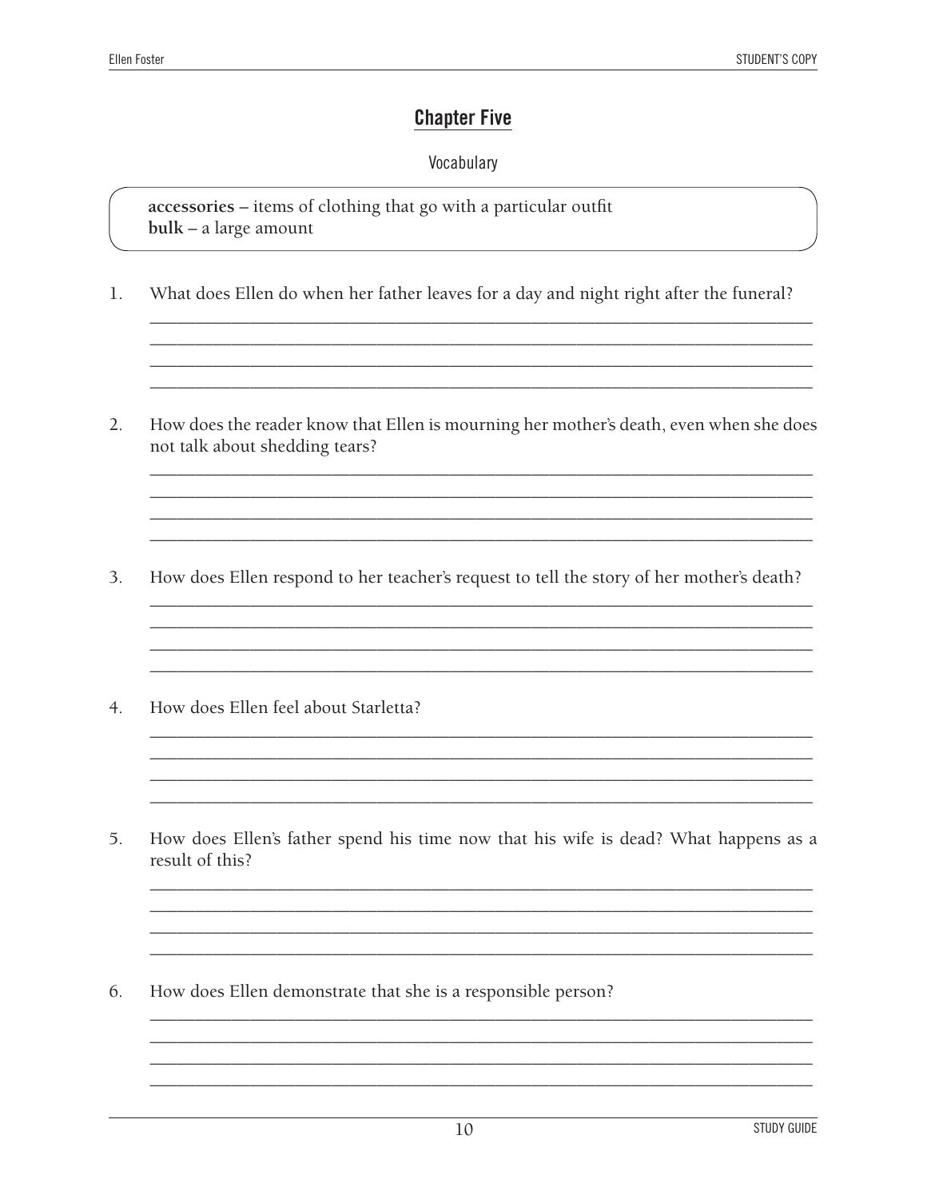## Chapter Five

Vocabulary

**accessories** – items of clothing that go with a particular outfit
**bulk** – a large amount

1. What does Ellen do when her father leaves for a day and night right after the funeral?

2. How does the reader know that Ellen is mourning her mother's death, even when she does not talk about shedding tears?

3. How does Ellen respond to her teacher's request to tell the story of her mother's death?

4. How does Ellen feel about Starletta?

5. How does Ellen's father spend his time now that his wife is dead? What happens as a result of this?

6. How does Ellen demonstrate that she is a responsible person?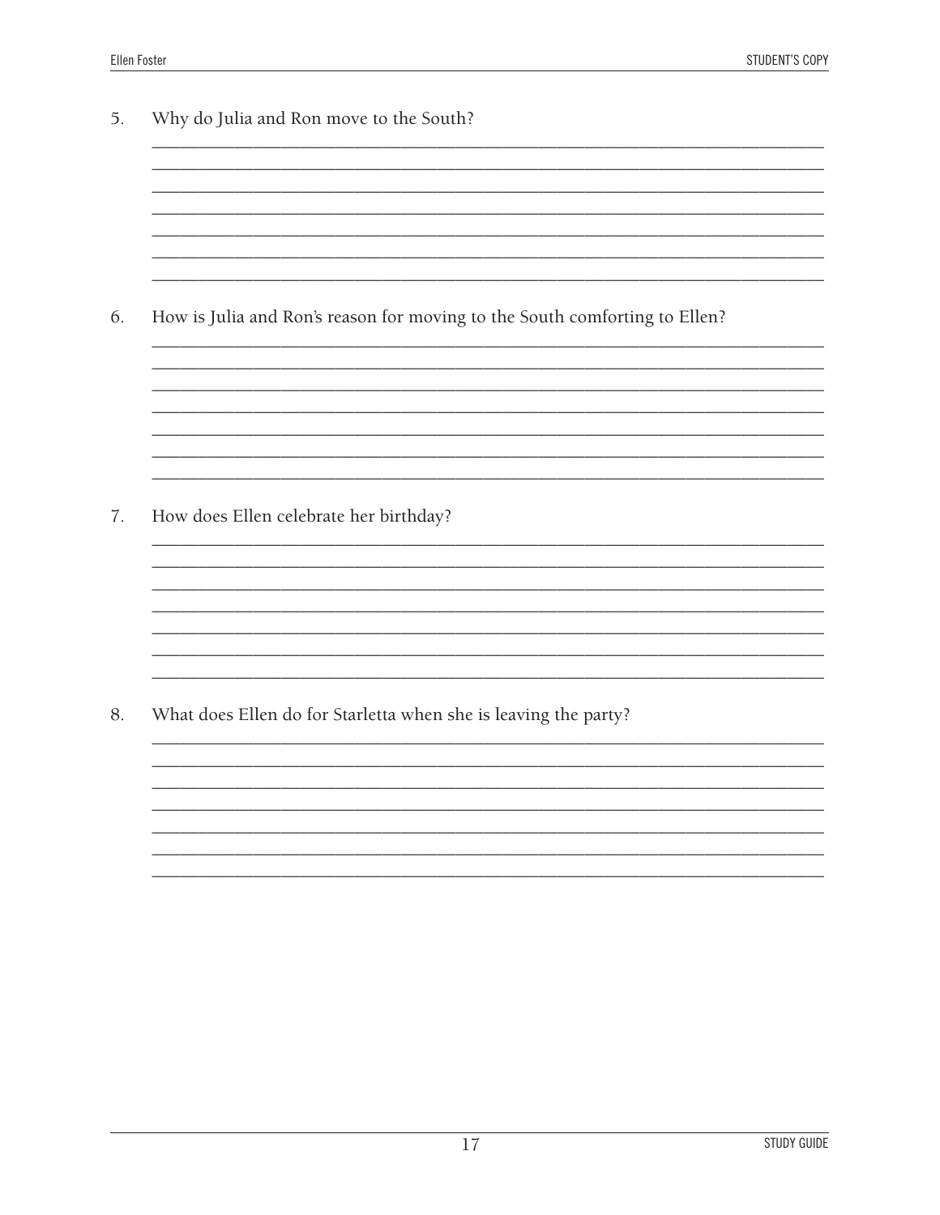5. Why do Julia and Ron move to the South?

6. How is Julia and Ron's reason for moving to the South comforting to Ellen?

7. How does Ellen celebrate her birthday?

8. What does Ellen do for Starletta when she is leaving the party?